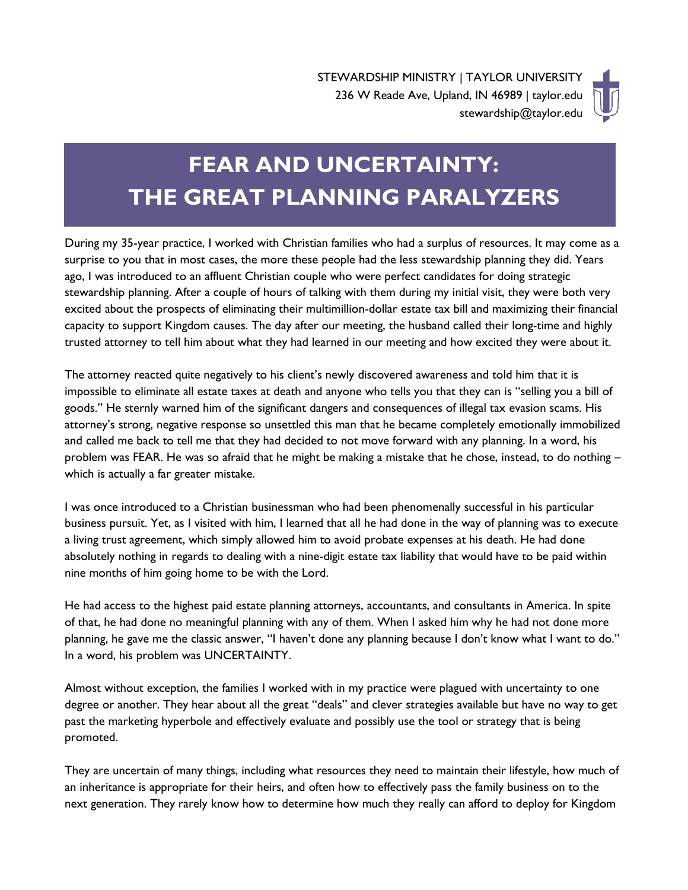STEWARDSHIP MINISTRY | TAYLOR UNIVERSITY
236 W Reade Ave, Upland, IN 46989 | taylor.edu
stewardship@taylor.edu

# FEAR AND UNCERTAINTY: THE GREAT PLANNING PARALYZERS

During my 35-year practice, I worked with Christian families who had a surplus of resources. It may come as a surprise to you that in most cases, the more these people had the less stewardship planning they did. Years ago, I was introduced to an affluent Christian couple who were perfect candidates for doing strategic stewardship planning. After a couple of hours of talking with them during my initial visit, they were both very excited about the prospects of eliminating their multimillion-dollar estate tax bill and maximizing their financial capacity to support Kingdom causes. The day after our meeting, the husband called their long-time and highly trusted attorney to tell him about what they had learned in our meeting and how excited they were about it.

The attorney reacted quite negatively to his client's newly discovered awareness and told him that it is impossible to eliminate all estate taxes at death and anyone who tells you that they can is "selling you a bill of goods." He sternly warned him of the significant dangers and consequences of illegal tax evasion scams. His attorney's strong, negative response so unsettled this man that he became completely emotionally immobilized and called me back to tell me that they had decided to not move forward with any planning. In a word, his problem was FEAR. He was so afraid that he might be making a mistake that he chose, instead, to do nothing – which is actually a far greater mistake.

I was once introduced to a Christian businessman who had been phenomenally successful in his particular business pursuit. Yet, as I visited with him, I learned that all he had done in the way of planning was to execute a living trust agreement, which simply allowed him to avoid probate expenses at his death. He had done absolutely nothing in regards to dealing with a nine-digit estate tax liability that would have to be paid within nine months of him going home to be with the Lord.

He had access to the highest paid estate planning attorneys, accountants, and consultants in America. In spite of that, he had done no meaningful planning with any of them. When I asked him why he had not done more planning, he gave me the classic answer, "I haven't done any planning because I don't know what I want to do." In a word, his problem was UNCERTAINTY.

Almost without exception, the families I worked with in my practice were plagued with uncertainty to one degree or another. They hear about all the great "deals" and clever strategies available but have no way to get past the marketing hyperbole and effectively evaluate and possibly use the tool or strategy that is being promoted.

They are uncertain of many things, including what resources they need to maintain their lifestyle, how much of an inheritance is appropriate for their heirs, and often how to effectively pass the family business on to the next generation. They rarely know how to determine how much they really can afford to deploy for Kingdom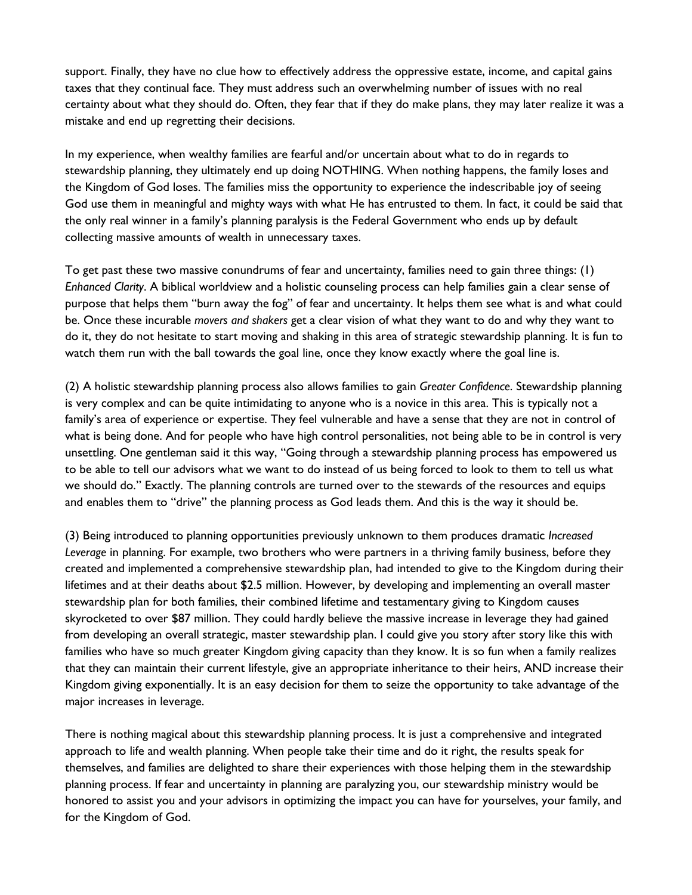support. Finally, they have no clue how to effectively address the oppressive estate, income, and capital gains taxes that they continual face. They must address such an overwhelming number of issues with no real certainty about what they should do. Often, they fear that if they do make plans, they may later realize it was a mistake and end up regretting their decisions.

In my experience, when wealthy families are fearful and/or uncertain about what to do in regards to stewardship planning, they ultimately end up doing NOTHING. When nothing happens, the family loses and the Kingdom of God loses. The families miss the opportunity to experience the indescribable joy of seeing God use them in meaningful and mighty ways with what He has entrusted to them. In fact, it could be said that the only real winner in a family's planning paralysis is the Federal Government who ends up by default collecting massive amounts of wealth in unnecessary taxes.

To get past these two massive conundrums of fear and uncertainty, families need to gain three things: (1) *Enhanced Clarity*. A biblical worldview and a holistic counseling process can help families gain a clear sense of purpose that helps them "burn away the fog" of fear and uncertainty. It helps them see what is and what could be. Once these incurable *movers and shakers* get a clear vision of what they want to do and why they want to do it, they do not hesitate to start moving and shaking in this area of strategic stewardship planning. It is fun to watch them run with the ball towards the goal line, once they know exactly where the goal line is.

(2) A holistic stewardship planning process also allows families to gain *Greater Confidence*. Stewardship planning is very complex and can be quite intimidating to anyone who is a novice in this area. This is typically not a family's area of experience or expertise. They feel vulnerable and have a sense that they are not in control of what is being done. And for people who have high control personalities, not being able to be in control is very unsettling. One gentleman said it this way, "Going through a stewardship planning process has empowered us to be able to tell our advisors what we want to do instead of us being forced to look to them to tell us what we should do." Exactly. The planning controls are turned over to the stewards of the resources and equips and enables them to "drive" the planning process as God leads them. And this is the way it should be.

(3) Being introduced to planning opportunities previously unknown to them produces dramatic *Increased Leverage* in planning. For example, two brothers who were partners in a thriving family business, before they created and implemented a comprehensive stewardship plan, had intended to give to the Kingdom during their lifetimes and at their deaths about $2.5 million. However, by developing and implementing an overall master stewardship plan for both families, their combined lifetime and testamentary giving to Kingdom causes skyrocketed to over $87 million. They could hardly believe the massive increase in leverage they had gained from developing an overall strategic, master stewardship plan. I could give you story after story like this with families who have so much greater Kingdom giving capacity than they know. It is so fun when a family realizes that they can maintain their current lifestyle, give an appropriate inheritance to their heirs, AND increase their Kingdom giving exponentially. It is an easy decision for them to seize the opportunity to take advantage of the major increases in leverage.

There is nothing magical about this stewardship planning process. It is just a comprehensive and integrated approach to life and wealth planning. When people take their time and do it right, the results speak for themselves, and families are delighted to share their experiences with those helping them in the stewardship planning process. If fear and uncertainty in planning are paralyzing you, our stewardship ministry would be honored to assist you and your advisors in optimizing the impact you can have for yourselves, your family, and for the Kingdom of God.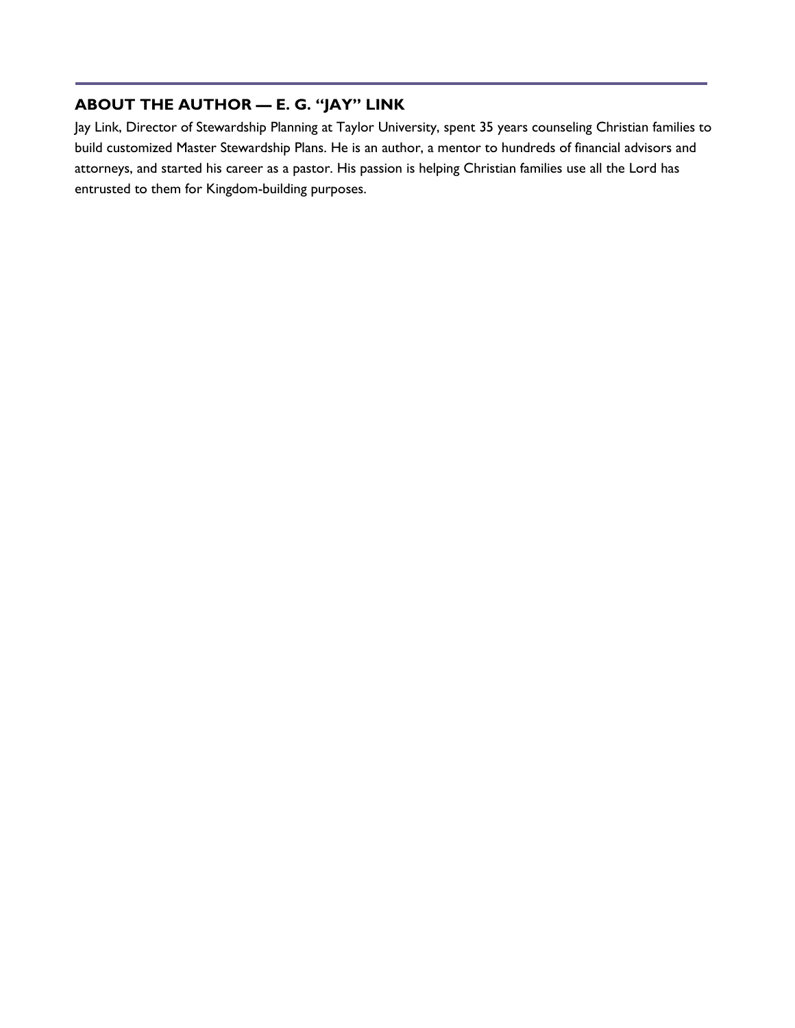## ABOUT THE AUTHOR — E. G. "JAY" LINK

Jay Link, Director of Stewardship Planning at Taylor University, spent 35 years counseling Christian families to build customized Master Stewardship Plans. He is an author, a mentor to hundreds of financial advisors and attorneys, and started his career as a pastor. His passion is helping Christian families use all the Lord has entrusted to them for Kingdom-building purposes.